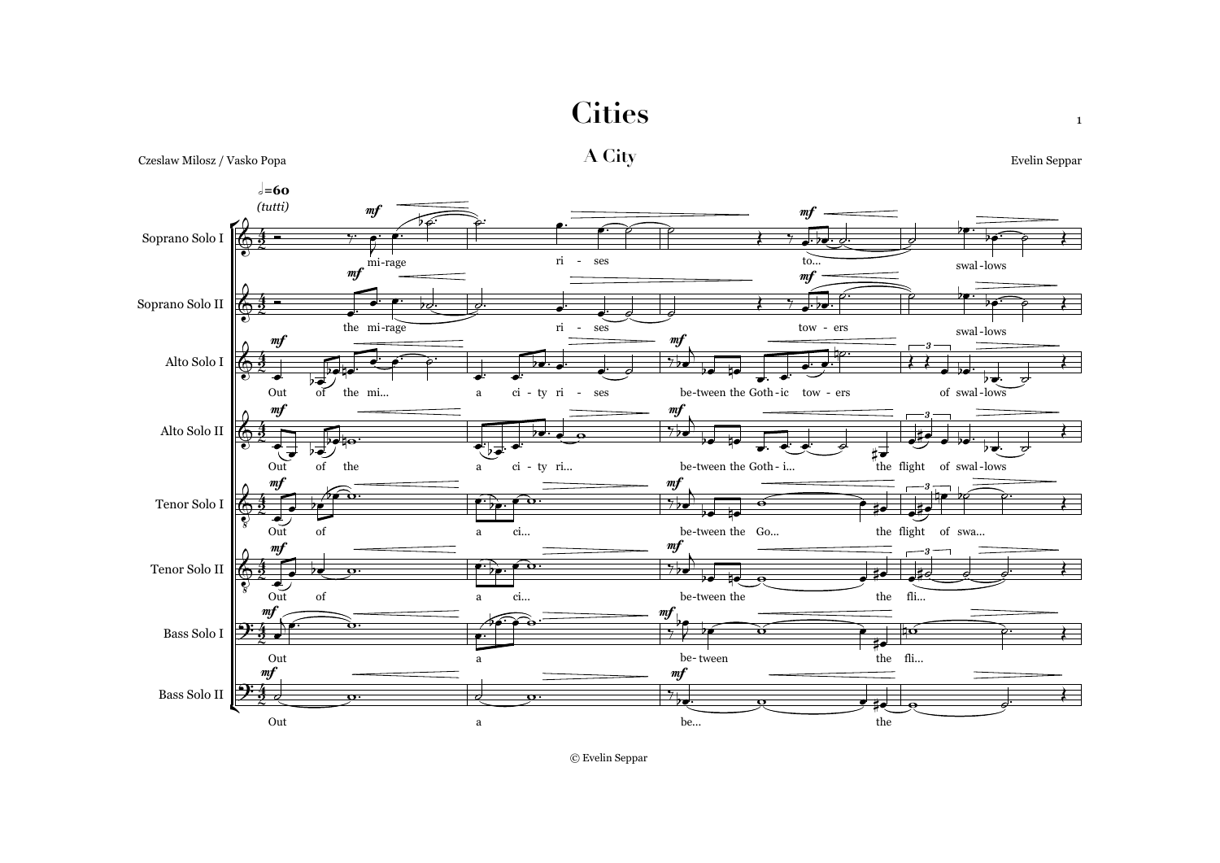# Cities

## A City

Czeslaw Milosz / Vasko Popa

Evelin Seppar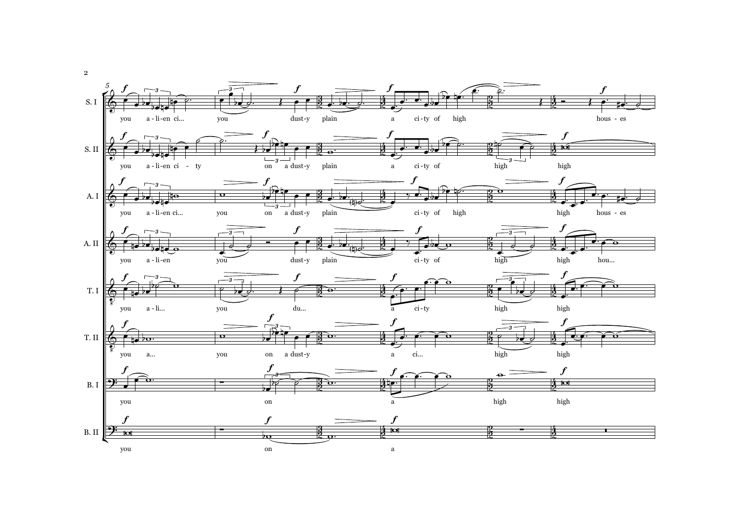S. I: you a-li-en ci... you dust-y plain a ci-ty of high hous-es

S. II: you a-li-en ci - ty on a dust-y plain a ci-ty of high high

A. I: you a-li-en ci... you on a dust-y plain ci-ty of high high hous-es

A. II: you a-li-en you dust-y plain ci-ty of high high hou...

T. I: you a-li... you du... a ci-ty high high

T. II: you a... you on a dust-y a ci... high high

B. I: you on a high high

B. II: you on a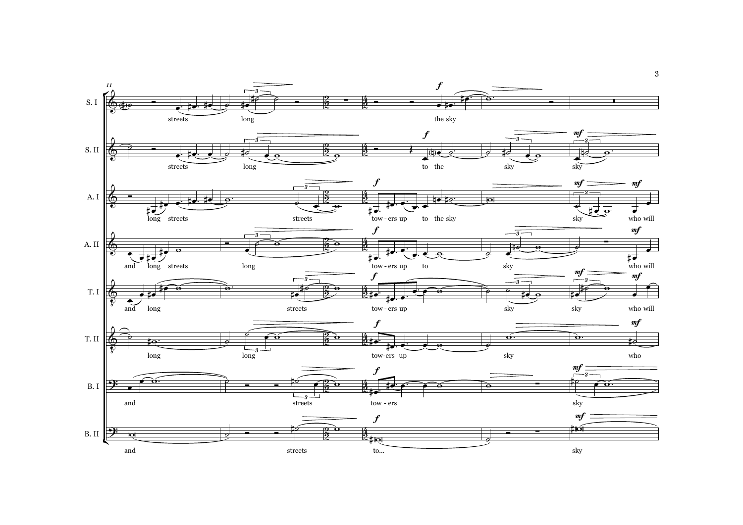11

S. I: streets long the sky

S. II: streets long to the sky sky

A. I: long streets streets tow - ers up to the sky sky who will

A. II: and long streets long tow - ers up to sky who will

T. I: and long streets tow - ers up sky sky who will

T. II: long long tow-ers up sky who

B. I: and streets tow - ers sky

B. II: and streets to... sky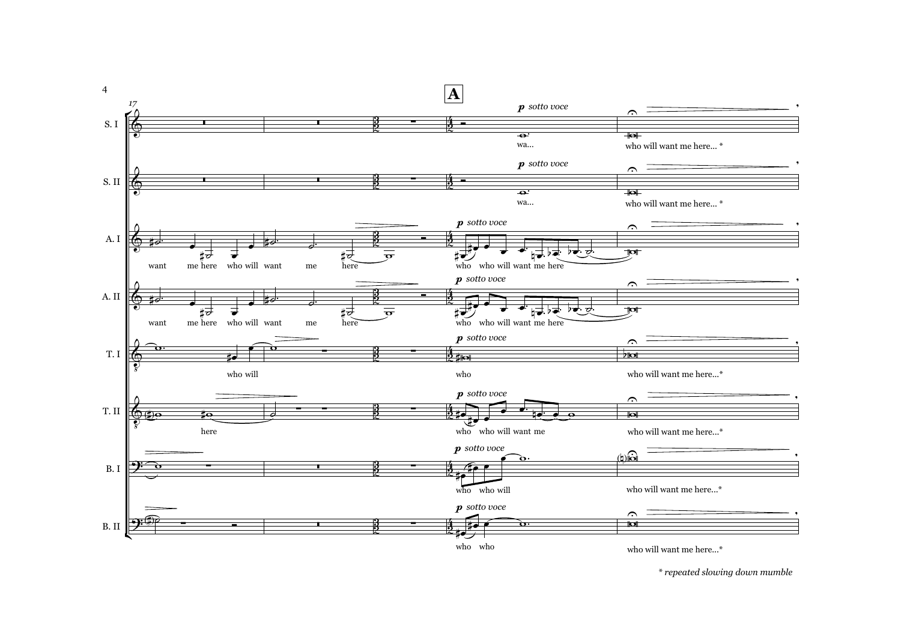* *repeated slowing down mumble*